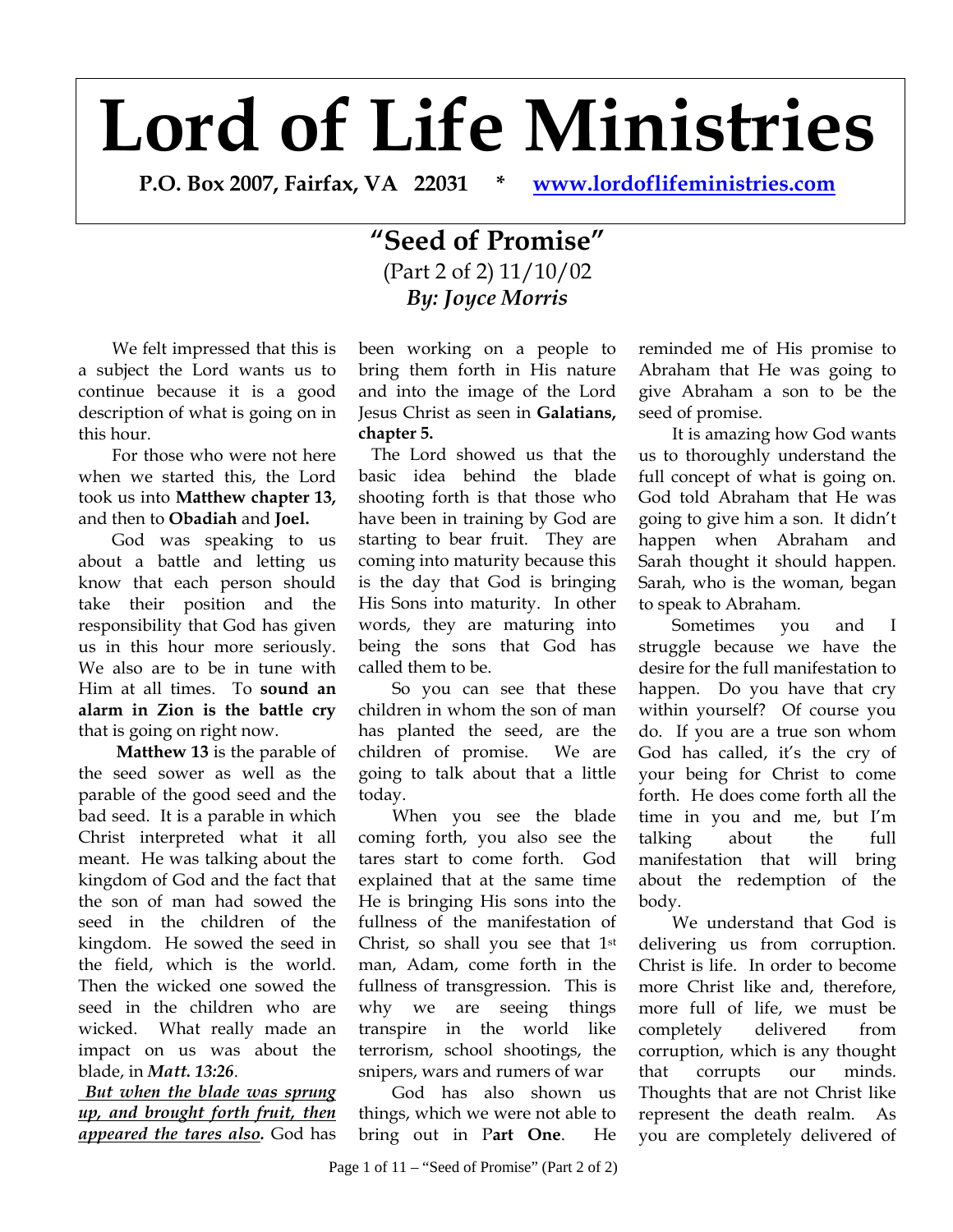# Lord of Life Ministries

**P.O. Box 2007, Fairfax, VA 22031 * [www.lordoflifeministries.com](http://www.lordoflifeministries.com)**

## "Seed of Promise"

(Part 2 of 2) 11/10/02

***By: Joyce Morris***

We felt impressed that this is a subject the Lord wants us to continue because it is a good description of what is going on in this hour.

For those who were not here when we started this, the Lord took us into **Matthew chapter 13,** and then to **Obadiah** and **Joel.**

God was speaking to us about a battle and letting us know that each person should take their position and the responsibility that God has given us in this hour more seriously. We also are to be in tune with Him at all times. To **sound an alarm in Zion is the battle cry** that is going on right now.

**Matthew 13** is the parable of the seed sower as well as the parable of the good seed and the bad seed. It is a parable in which Christ interpreted what it all meant. He was talking about the kingdom of God and the fact that the son of man had sowed the seed in the children of the kingdom. He sowed the seed in the field, which is the world. Then the wicked one sowed the seed in the children who are wicked. What really made an impact on us was about the blade, in ***Matt. 13:26***.

***<u>But when the blade was sprung up, and brought forth fruit, then appeared the tares also</u>.*** God has been working on a people to bring them forth in His nature and into the image of the Lord Jesus Christ as seen in **Galatians, chapter 5.**

The Lord showed us that the basic idea behind the blade shooting forth is that those who have been in training by God are starting to bear fruit. They are coming into maturity because this is the day that God is bringing His Sons into maturity. In other words, they are maturing into being the sons that God has called them to be.

So you can see that these children in whom the son of man has planted the seed, are the children of promise. We are going to talk about that a little today.

When you see the blade coming forth, you also see the tares start to come forth. God explained that at the same time He is bringing His sons into the fullness of the manifestation of Christ, so shall you see that 1st man, Adam, come forth in the fullness of transgression. This is why we are seeing things transpire in the world like terrorism, school shootings, the snipers, wars and rumers of war

God has also shown us things, which we were not able to bring out in P**art One**. He reminded me of His promise to Abraham that He was going to give Abraham a son to be the seed of promise.

It is amazing how God wants us to thoroughly understand the full concept of what is going on. God told Abraham that He was going to give him a son. It didn't happen when Abraham and Sarah thought it should happen. Sarah, who is the woman, began to speak to Abraham.

Sometimes you and I struggle because we have the desire for the full manifestation to happen. Do you have that cry within yourself? Of course you do. If you are a true son whom God has called, it's the cry of your being for Christ to come forth. He does come forth all the time in you and me, but I'm talking about the full manifestation that will bring about the redemption of the body.

We understand that God is delivering us from corruption. Christ is life. In order to become more Christ like and, therefore, more full of life, we must be completely delivered from corruption, which is any thought that corrupts our minds. Thoughts that are not Christ like represent the death realm. As you are completely delivered of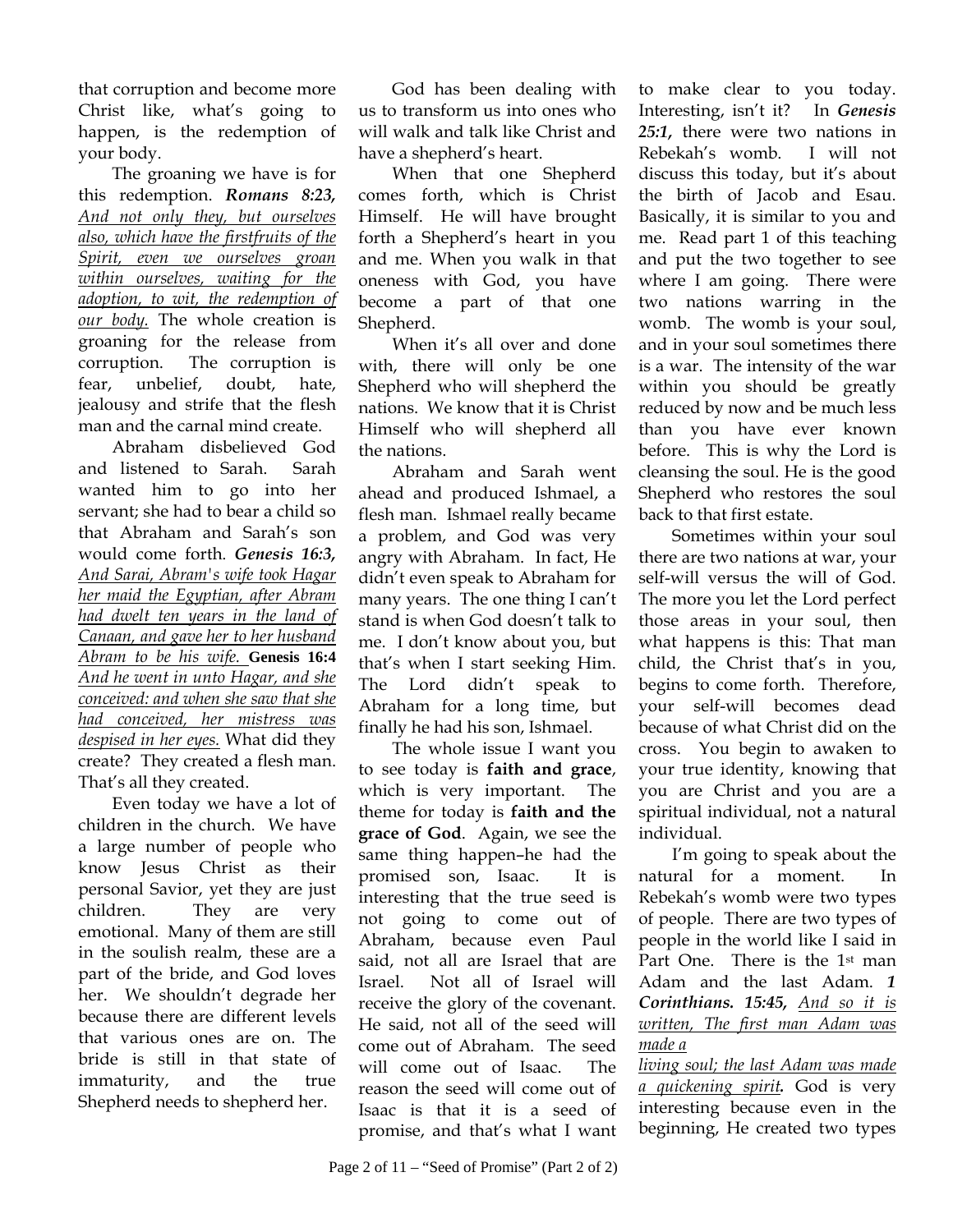that corruption and become more Christ like, what's going to happen, is the redemption of your body.

The groaning we have is for this redemption. ***Romans 8:23,*** *And not only they, but ourselves also, which have the firstfruits of the Spirit, even we ourselves groan within ourselves, waiting for the adoption, to wit, the redemption of our body.* The whole creation is groaning for the release from corruption. The corruption is fear, unbelief, doubt, hate, jealousy and strife that the flesh man and the carnal mind create.

Abraham disbelieved God and listened to Sarah. Sarah wanted him to go into her servant; she had to bear a child so that Abraham and Sarah's son would come forth. ***Genesis 16:3,*** *And Sarai, Abram's wife took Hagar her maid the Egyptian, after Abram had dwelt ten years in the land of Canaan, and gave her to her husband Abram to be his wife.* **Genesis 16:4** *And he went in unto Hagar, and she conceived: and when she saw that she had conceived, her mistress was despised in her eyes.* What did they create? They created a flesh man. That's all they created.

Even today we have a lot of children in the church. We have a large number of people who know Jesus Christ as their personal Savior, yet they are just children. They are very emotional. Many of them are still in the soulish realm, these are a part of the bride, and God loves her. We shouldn't degrade her because there are different levels that various ones are on. The bride is still in that state of immaturity, and the true Shepherd needs to shepherd her.

God has been dealing with us to transform us into ones who will walk and talk like Christ and have a shepherd's heart.

When that one Shepherd comes forth, which is Christ Himself. He will have brought forth a Shepherd's heart in you and me. When you walk in that oneness with God, you have become a part of that one Shepherd.

When it's all over and done with, there will only be one Shepherd who will shepherd the nations. We know that it is Christ Himself who will shepherd all the nations.

Abraham and Sarah went ahead and produced Ishmael, a flesh man. Ishmael really became a problem, and God was very angry with Abraham. In fact, He didn't even speak to Abraham for many years. The one thing I can't stand is when God doesn't talk to me. I don't know about you, but that's when I start seeking Him. The Lord didn't speak to Abraham for a long time, but finally he had his son, Ishmael.

The whole issue I want you to see today is **faith and grace**, which is very important. The theme for today is **faith and the grace of God**. Again, we see the same thing happen–he had the promised son, Isaac. It is interesting that the true seed is not going to come out of Abraham, because even Paul said, not all are Israel that are Israel. Not all of Israel will receive the glory of the covenant. He said, not all of the seed will come out of Abraham. The seed will come out of Isaac. The reason the seed will come out of Isaac is that it is a seed of promise, and that's what I want to make clear to you today. Interesting, isn't it? In ***Genesis 25:1,*** there were two nations in Rebekah's womb. I will not discuss this today, but it's about the birth of Jacob and Esau. Basically, it is similar to you and me. Read part 1 of this teaching and put the two together to see where I am going. There were two nations warring in the womb. The womb is your soul, and in your soul sometimes there is a war. The intensity of the war within you should be greatly reduced by now and be much less than you have ever known before. This is why the Lord is cleansing the soul. He is the good Shepherd who restores the soul back to that first estate.

Sometimes within your soul there are two nations at war, your self-will versus the will of God. The more you let the Lord perfect those areas in your soul, then what happens is this: That man child, the Christ that's in you, begins to come forth. Therefore, your self-will becomes dead because of what Christ did on the cross. You begin to awaken to your true identity, knowing that you are Christ and you are a spiritual individual, not a natural individual.

I'm going to speak about the natural for a moment. In Rebekah's womb were two types of people. There are two types of people in the world like I said in Part One. There is the 1st man Adam and the last Adam. ***1 Corinthians. 15:45,*** *And so it is written, The first man Adam was made a living soul; the last Adam was made a quickening spirit.* God is very interesting because even in the beginning, He created two types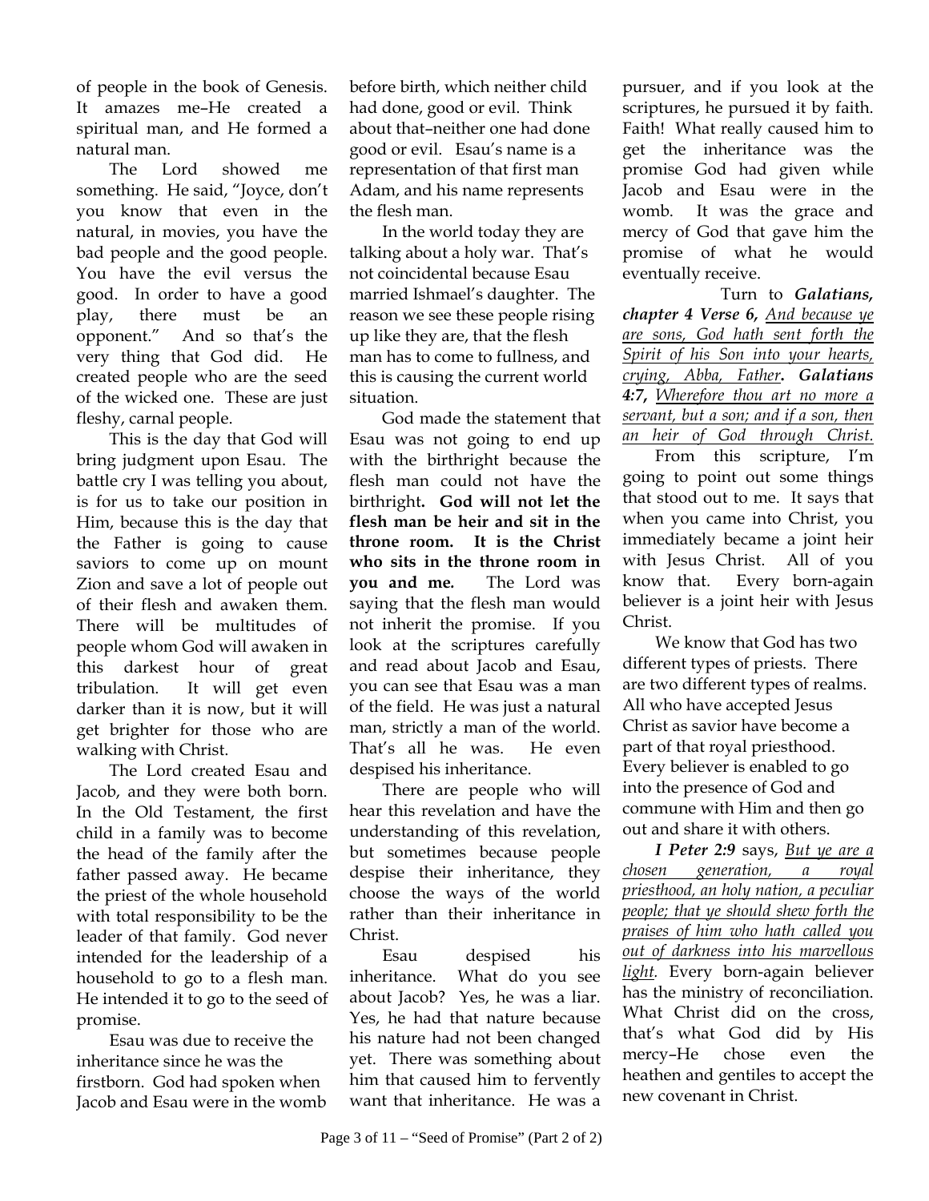of people in the book of Genesis. It amazes me–He created a spiritual man, and He formed a natural man.

The Lord showed me something. He said, "Joyce, don't you know that even in the natural, in movies, you have the bad people and the good people. You have the evil versus the good. In order to have a good play, there must be an opponent." And so that's the very thing that God did. He created people who are the seed of the wicked one. These are just fleshy, carnal people.

This is the day that God will bring judgment upon Esau. The battle cry I was telling you about, is for us to take our position in Him, because this is the day that the Father is going to cause saviors to come up on mount Zion and save a lot of people out of their flesh and awaken them. There will be multitudes of people whom God will awaken in this darkest hour of great tribulation. It will get even darker than it is now, but it will get brighter for those who are walking with Christ.

The Lord created Esau and Jacob, and they were both born. In the Old Testament, the first child in a family was to become the head of the family after the father passed away. He became the priest of the whole household with total responsibility to be the leader of that family. God never intended for the leadership of a household to go to a flesh man. He intended it to go to the seed of promise.

Esau was due to receive the inheritance since he was the firstborn. God had spoken when Jacob and Esau were in the womb before birth, which neither child had done, good or evil. Think about that–neither one had done good or evil. Esau's name is a representation of that first man Adam, and his name represents the flesh man.

In the world today they are talking about a holy war. That's not coincidental because Esau married Ishmael's daughter. The reason we see these people rising up like they are, that the flesh man has to come to fullness, and this is causing the current world situation.

God made the statement that Esau was not going to end up with the birthright because the flesh man could not have the birthright**. God will not let the flesh man be heir and sit in the throne room. It is the Christ who sits in the throne room in you and me.** The Lord was saying that the flesh man would not inherit the promise. If you look at the scriptures carefully and read about Jacob and Esau, you can see that Esau was a man of the field. He was just a natural man, strictly a man of the world. That's all he was. He even despised his inheritance.

There are people who will hear this revelation and have the understanding of this revelation, but sometimes because people despise their inheritance, they choose the ways of the world rather than their inheritance in Christ.

Esau despised his inheritance. What do you see about Jacob? Yes, he was a liar. Yes, he had that nature because his nature had not been changed yet. There was something about him that caused him to fervently want that inheritance. He was a pursuer, and if you look at the scriptures, he pursued it by faith. Faith! What really caused him to get the inheritance was the promise God had given while Jacob and Esau were in the womb. It was the grace and mercy of God that gave him the promise of what he would eventually receive.

Turn to ***Galatians, chapter 4 Verse 6,*** <u>*And because ye are sons, God hath sent forth the Spirit of his Son into your hearts, crying, Abba, Father*</u>***. Galatians 4:7,*** <u>*Wherefore thou art no more a servant, but a son; and if a son, then an heir of God through Christ.*</u>

From this scripture, I'm going to point out some things that stood out to me. It says that when you came into Christ, you immediately became a joint heir with Jesus Christ. All of you know that. Every born-again believer is a joint heir with Jesus Christ.

We know that God has two different types of priests. There are two different types of realms. All who have accepted Jesus Christ as savior have become a part of that royal priesthood. Every believer is enabled to go into the presence of God and commune with Him and then go out and share it with others.

***I Peter 2:9*** says, <u>*But ye are a chosen generation, a royal priesthood, an holy nation, a peculiar people; that ye should shew forth the praises of him who hath called you out of darkness into his marvellous light.*</u> Every born-again believer has the ministry of reconciliation. What Christ did on the cross, that's what God did by His mercy–He chose even the heathen and gentiles to accept the new covenant in Christ.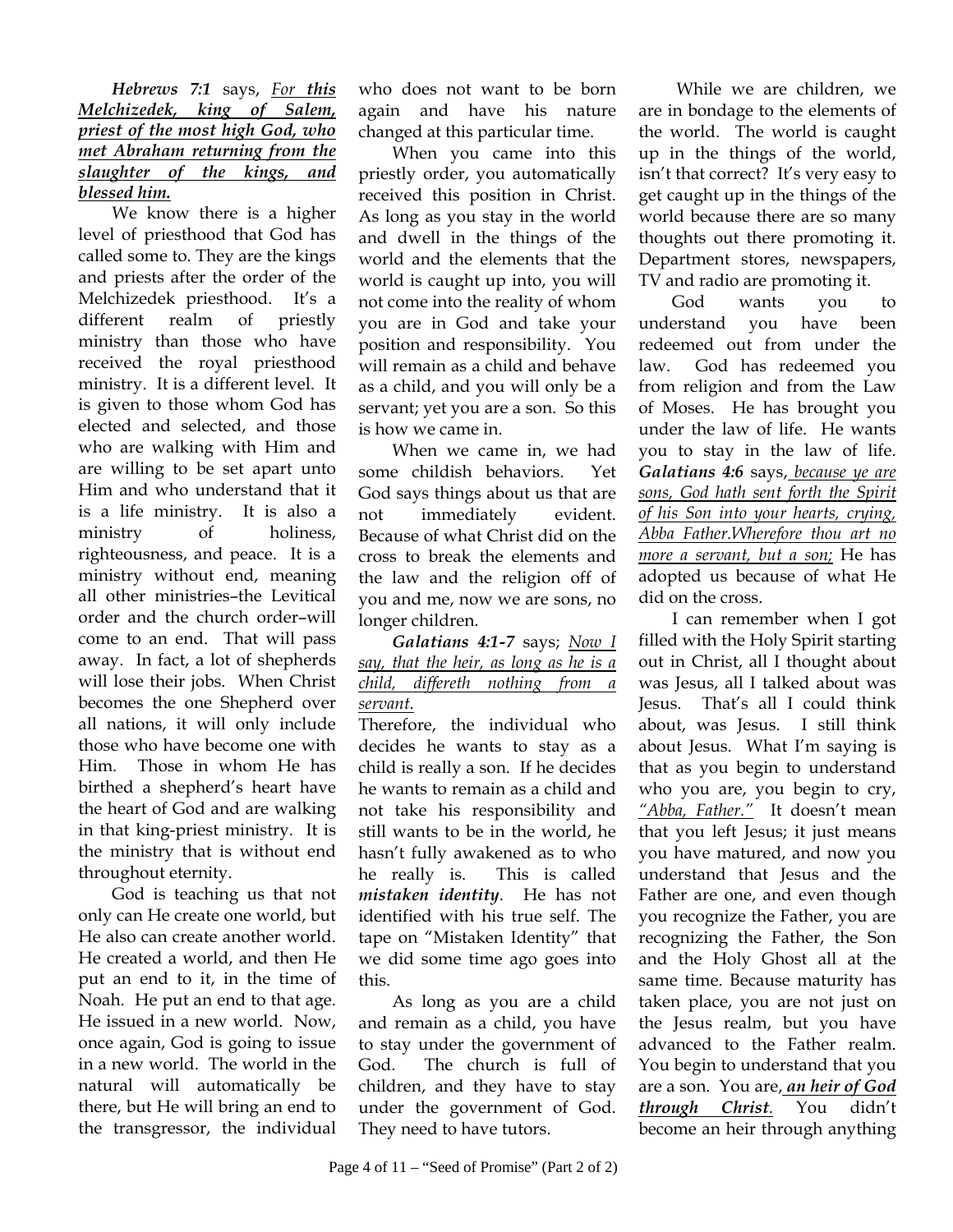***Hebrews 7:1*** says, _For **this Melchizedek, king of Salem, priest of the most high God, who met Abraham returning from the slaughter of the kings, and blessed him.**_

We know there is a higher level of priesthood that God has called some to. They are the kings and priests after the order of the Melchizedek priesthood. It's a different realm of priestly ministry than those who have received the royal priesthood ministry. It is a different level. It is given to those whom God has elected and selected, and those who are walking with Him and are willing to be set apart unto Him and who understand that it is a life ministry. It is also a ministry of holiness, righteousness, and peace. It is a ministry without end, meaning all other ministries–the Levitical order and the church order–will come to an end. That will pass away. In fact, a lot of shepherds will lose their jobs. When Christ becomes the one Shepherd over all nations, it will only include those who have become one with Him. Those in whom He has birthed a shepherd's heart have the heart of God and are walking in that king-priest ministry. It is the ministry that is without end throughout eternity.

God is teaching us that not only can He create one world, but He also can create another world. He created a world, and then He put an end to it, in the time of Noah. He put an end to that age. He issued in a new world. Now, once again, God is going to issue in a new world. The world in the natural will automatically be there, but He will bring an end to the transgressor, the individual who does not want to be born again and have his nature changed at this particular time.

When you came into this priestly order, you automatically received this position in Christ. As long as you stay in the world and dwell in the things of the world and the elements that the world is caught up into, you will not come into the reality of whom you are in God and take your position and responsibility. You will remain as a child and behave as a child, and you will only be a servant; yet you are a son. So this is how we came in.

When we came in, we had some childish behaviors. Yet God says things about us that are not immediately evident. Because of what Christ did on the cross to break the elements and the law and the religion off of you and me, now we are sons, no longer children.

***Galatians 4:1-7*** says; _Now I say, that the heir, as long as he is a child, differeth nothing from a servant._

Therefore, the individual who decides he wants to stay as a child is really a son. If he decides he wants to remain as a child and not take his responsibility and still wants to be in the world, he hasn't fully awakened as to who he really is. This is called ***mistaken identity***. He has not identified with his true self. The tape on "Mistaken Identity" that we did some time ago goes into this.

As long as you are a child and remain as a child, you have to stay under the government of God. The church is full of children, and they have to stay under the government of God. They need to have tutors.

While we are children, we are in bondage to the elements of the world. The world is caught up in the things of the world, isn't that correct? It's very easy to get caught up in the things of the world because there are so many thoughts out there promoting it. Department stores, newspapers, TV and radio are promoting it.

God wants you to understand you have been redeemed out from under the law. God has redeemed you from religion and from the Law of Moses. He has brought you under the law of life. He wants you to stay in the law of life. ***Galatians 4:6*** says, _because ye are sons, God hath sent forth the Spirit of his Son into your hearts, crying, Abba Father.Wherefore thou art no more a servant, but a son;_ He has adopted us because of what He did on the cross.

I can remember when I got filled with the Holy Spirit starting out in Christ, all I thought about was Jesus, all I talked about was Jesus. That's all I could think about, was Jesus. I still think about Jesus. What I'm saying is that as you begin to understand who you are, you begin to cry, _"Abba, Father."_ It doesn't mean that you left Jesus; it just means you have matured, and now you understand that Jesus and the Father are one, and even though you recognize the Father, you are recognizing the Father, the Son and the Holy Ghost all at the same time. Because maturity has taken place, you are not just on the Jesus realm, but you have advanced to the Father realm. You begin to understand that you are a son. You are, _**an heir of God through Christ**_. You didn't become an heir through anything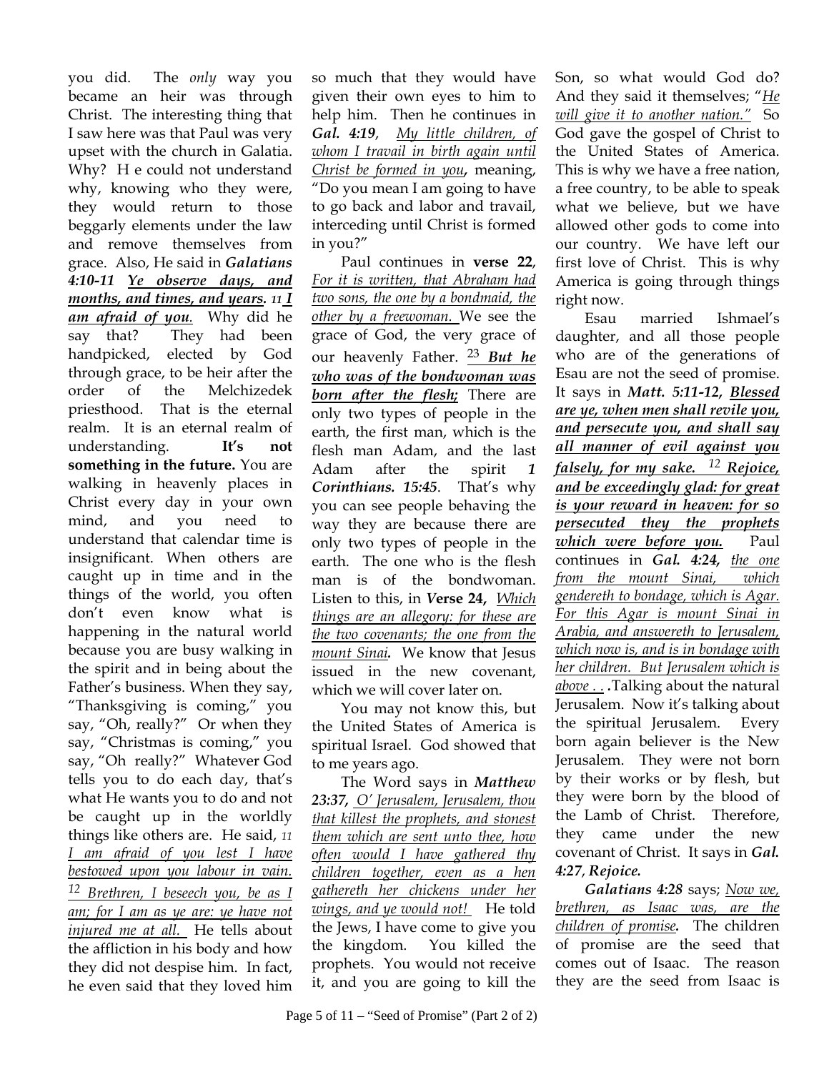you did. The *only* way you became an heir was through Christ. The interesting thing that I saw here was that Paul was very upset with the church in Galatia. Why? H e could not understand why, knowing who they were, they would return to those beggarly elements under the law and remove themselves from grace. Also, He said in ***Galatians 4:10-11*** ***Ye observe days, and months, and times, and years.*** *11* ***I am afraid of you.*** Why did he say that? They had been handpicked, elected by God through grace, to be heir after the order of the Melchizedek priesthood. That is the eternal realm. It is an eternal realm of understanding. **It's not something in the future.** You are walking in heavenly places in Christ every day in your own mind, and you need to understand that calendar time is insignificant. When others are caught up in time and in the things of the world, you often don't even know what is happening in the natural world because you are busy walking in the spirit and in being about the Father's business. When they say, "Thanksgiving is coming," you say, "Oh, really?" Or when they say, "Christmas is coming," you say, "Oh really?" Whatever God tells you to do each day, that's what He wants you to do and not be caught up in the worldly things like others are. He said, *11 I am afraid of you lest I have bestowed upon you labour in vain. 12 Brethren, I beseech you, be as I am; for I am as ye are: ye have not injured me at all.* He tells about the affliction in his body and how they did not despise him. In fact, he even said that they loved him so much that they would have given their own eyes to him to help him. Then he continues in ***Gal. 4:19***, *My little children, of whom I travail in birth again until Christ be formed in you***,** meaning, "Do you mean I am going to have to go back and labor and travail, interceding until Christ is formed in you?"

Paul continues in **verse 22**, *For it is written, that Abraham had two sons, the one by a bondmaid, the other by a freewoman.* We see the grace of God, the very grace of our heavenly Father. 23 ***But he who was of the bondwoman was born after the flesh;*** There are only two types of people in the earth, the first man, which is the flesh man Adam, and the last Adam after the spirit ***1 Corinthians. 15:45***. That's why you can see people behaving the way they are because there are only two types of people in the earth. The one who is the flesh man is of the bondwoman. Listen to this, in ***Verse 24,*** *Which things are an allegory: for these are the two covenants; the one from the mount Sinai.* We know that Jesus issued in the new covenant, which we will cover later on.

You may not know this, but the United States of America is spiritual Israel. God showed that to me years ago.

The Word says in ***Matthew 23:37,*** *O' Jerusalem, Jerusalem, thou that killest the prophets, and stonest them which are sent unto thee, how often would I have gathered thy children together, even as a hen gathereth her chickens under her wings, and ye would not!* He told the Jews, I have come to give you the kingdom. You killed the prophets. You would not receive it, and you are going to kill the Son, so what would God do? And they said it themselves; "*He will give it to another nation."* So God gave the gospel of Christ to the United States of America. This is why we have a free nation, a free country, to be able to speak what we believe, but we have allowed other gods to come into our country. We have left our first love of Christ. This is why America is going through things right now.

Esau married Ishmael's daughter, and all those people who are of the generations of Esau are not the seed of promise. It says in ***Matt. 5:11-12, Blessed are ye, when men shall revile you, and persecute you, and shall say all manner of evil against you falsely, for my sake. 12 Rejoice, and be exceedingly glad: for great is your reward in heaven: for so persecuted they the prophets which were before you.*** Paul continues in ***Gal. 4:24,*** *the one from the mount Sinai, which gendereth to bondage, which is Agar. For this Agar is mount Sinai in Arabia, and answereth to Jerusalem, which now is, and is in bondage with her children. But Jerusalem which is above . . .* Talking about the natural Jerusalem. Now it's talking about the spiritual Jerusalem. Every born again believer is the New Jerusalem. They were not born by their works or by flesh, but they were born by the blood of the Lamb of Christ. Therefore, they came under the new covenant of Christ. It says in ***Gal. 4:27, Rejoice.***

***Galatians 4:28*** says; *Now we, brethren, as Isaac was, are the children of promise.* The children of promise are the seed that comes out of Isaac. The reason they are the seed from Isaac is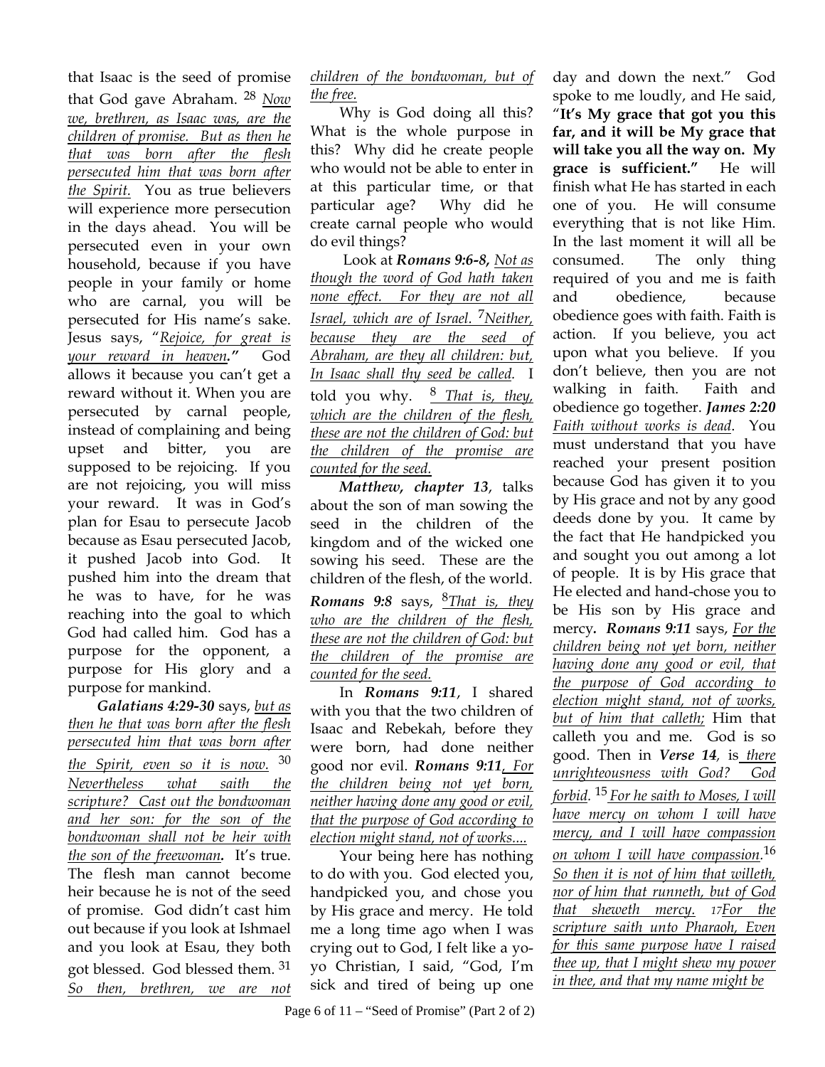that Isaac is the seed of promise that God gave Abraham. [28] *Now we, brethren, as Isaac was, are the children of promise. But as then he that was born after the flesh persecuted him that was born after the Spirit.* You as true believers will experience more persecution in the days ahead. You will be persecuted even in your own household, because if you have people in your family or home who are carnal, you will be persecuted for His name's sake. Jesus says, "*Rejoice, for great is your reward in heaven.*" God allows it because you can't get a reward without it. When you are persecuted by carnal people, instead of complaining and being upset and bitter, you are supposed to be rejoicing. If you are not rejoicing, you will miss your reward. It was in God's plan for Esau to persecute Jacob because as Esau persecuted Jacob, it pushed Jacob into God. It pushed him into the dream that he was to have, for he was reaching into the goal to which God had called him. God has a purpose for the opponent, a purpose for His glory and a purpose for mankind.

***Galatians 4:29-30*** says, *but as then he that was born after the flesh persecuted him that was born after the Spirit, even so it is now.* [30] *Nevertheless what saith the scripture? Cast out the bondwoman and her son: for the son of the bondwoman shall not be heir with the son of the freewoman.* It's true. The flesh man cannot become heir because he is not of the seed of promise. God didn't cast him out because if you look at Ishmael and you look at Esau, they both got blessed. God blessed them. [31] *So then, brethren, we are not children of the bondwoman, but of the free.*

Why is God doing all this? What is the whole purpose in this? Why did he create people who would not be able to enter in at this particular time, or that particular age? Why did he create carnal people who would do evil things?

Look at ***Romans 9:6-8***, *Not as though the word of God hath taken none effect. For they are not all Israel, which are of Israel.* [7]*Neither, because they are the seed of Abraham, are they all children: but, In Isaac shall thy seed be called.* I told you why. [8] *That is, they, which are the children of the flesh, these are not the children of God: but the children of the promise are counted for the seed.*

***Matthew, chapter 13***, talks about the son of man sowing the seed in the children of the kingdom and of the wicked one sowing his seed. These are the children of the flesh, of the world. ***Romans 9:8*** says, [8]*That is, they who are the children of the flesh, these are not the children of God: but the children of the promise are counted for the seed.*

In ***Romans 9:11***, I shared with you that the two children of Isaac and Rebekah, before they were born, had done neither good nor evil. ***Romans 9:11***, *For the children being not yet born, neither having done any good or evil, that the purpose of God according to election might stand, not of works....*

Your being here has nothing to do with you. God elected you, handpicked you, and chose you by His grace and mercy. He told me a long time ago when I was crying out to God, I felt like a yo-yo Christian, I said, "God, I'm sick and tired of being up one day and down the next." God spoke to me loudly, and He said, "**It's My grace that got you this far, and it will be My grace that will take you all the way on. My grace is sufficient.**" He will finish what He has started in each one of you. He will consume everything that is not like Him. In the last moment it will all be consumed. The only thing required of you and me is faith and obedience, because obedience goes with faith. Faith is action. If you believe, you act upon what you believe. If you don't believe, then you are not walking in faith. Faith and obedience go together. ***James 2:20*** *Faith without works is dead*. You must understand that you have reached your present position because God has given it to you by His grace and not by any good deeds done by you. It came by the fact that He handpicked you and sought you out among a lot of people. It is by His grace that He elected and hand-chose you to be His son by His grace and mercy. ***Romans 9:11*** says, *For the children being not yet born, neither having done any good or evil, that the purpose of God according to election might stand, not of works, but of him that calleth;* Him that calleth you and me. God is so good. Then in ***Verse 14***, is *there unrighteousness with God? God forbid.* [15] *For he saith to Moses, I will have mercy on whom I will have mercy, and I will have compassion on whom I will have compassion.* [16] *So then it is not of him that willeth, nor of him that runneth, but of God that sheweth mercy.* [17]*For the scripture saith unto Pharaoh, Even for this same purpose have I raised thee up, that I might shew my power in thee, and that my name might be*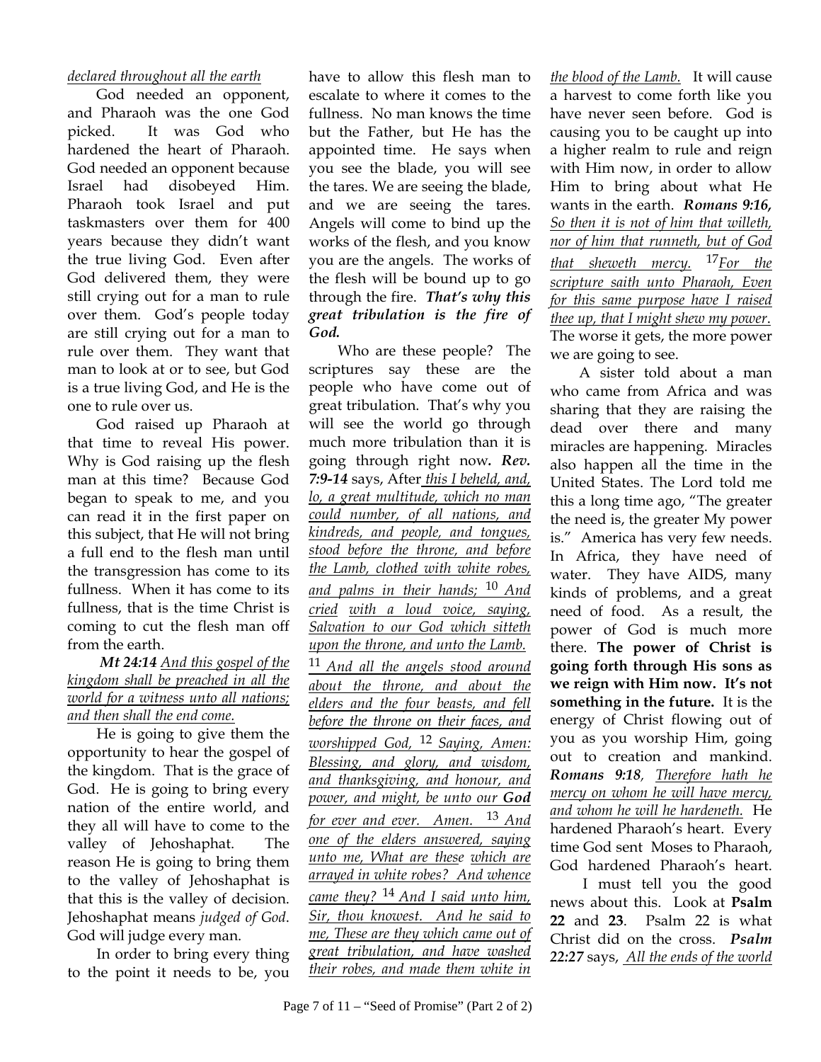*declared throughout all the earth*

God needed an opponent, and Pharaoh was the one God picked. It was God who hardened the heart of Pharaoh. God needed an opponent because Israel had disobeyed Him. Pharaoh took Israel and put taskmasters over them for 400 years because they didn't want the true living God. Even after God delivered them, they were still crying out for a man to rule over them. God's people today are still crying out for a man to rule over them. They want that man to look at or to see, but God is a true living God, and He is the one to rule over us.

God raised up Pharaoh at that time to reveal His power. Why is God raising up the flesh man at this time? Because God began to speak to me, and you can read it in the first paper on this subject, that He will not bring a full end to the flesh man until the transgression has come to its fullness. When it has come to its fullness, that is the time Christ is coming to cut the flesh man off from the earth.

***Mt 24:14*** *And this gospel of the kingdom shall be preached in all the world for a witness unto all nations; and then shall the end come.*

He is going to give them the opportunity to hear the gospel of the kingdom. That is the grace of God. He is going to bring every nation of the entire world, and they all will have to come to the valley of Jehoshaphat. The reason He is going to bring them to the valley of Jehoshaphat is that this is the valley of decision. Jehoshaphat means *judged of God*. God will judge every man.

In order to bring every thing to the point it needs to be, you have to allow this flesh man to escalate to where it comes to the fullness. No man knows the time but the Father, but He has the appointed time. He says when you see the blade, you will see the tares. We are seeing the blade, and we are seeing the tares. Angels will come to bind up the works of the flesh, and you know you are the angels. The works of the flesh will be bound up to go through the fire. ***That's why this great tribulation is the fire of God.***

Who are these people? The scriptures say these are the people who have come out of great tribulation. That's why you will see the world go through much more tribulation than it is going through right now. ***Rev. 7:9-14*** says, After *this I beheld, and, lo, a great multitude, which no man could number, of all nations, and kindreds, and people, and tongues, stood before the throne, and before the Lamb, clothed with white robes, and palms in their hands;* [10] *And cried with a loud voice, saying, Salvation to our God which sitteth upon the throne, and unto the Lamb.* [11] *And all the angels stood around about the throne, and about the elders and the four beasts, and fell before the throne on their faces, and worshipped God,* [12] *Saying, Amen: Blessing, and glory, and wisdom, and thanksgiving, and honour, and power, and might, be unto our* ***God*** *for ever and ever. Amen.* [13] *And one of the elders answered, saying unto me, What are these which are arrayed in white robes? And whence came they?* [14] *And I said unto him, Sir, thou knowest. And he said to me, These are they which came out of great tribulation, and have washed their robes, and made them white in the blood of the Lamb.* It will cause a harvest to come forth like you have never seen before. God is causing you to be caught up into a higher realm to rule and reign with Him now, in order to allow Him to bring about what He wants in the earth. ***Romans 9:16,*** *So then it is not of him that willeth, nor of him that runneth, but of God that sheweth mercy.* [17] *For the scripture saith unto Pharaoh, Even for this same purpose have I raised thee up, that I might shew my power.* The worse it gets, the more power we are going to see.

A sister told about a man who came from Africa and was sharing that they are raising the dead over there and many miracles are happening. Miracles also happen all the time in the United States. The Lord told me this a long time ago, "The greater the need is, the greater My power is." America has very few needs. In Africa, they have need of water. They have AIDS, many kinds of problems, and a great need of food. As a result, the power of God is much more there. **The power of Christ is going forth through His sons as we reign with Him now. It's not something in the future.** It is the energy of Christ flowing out of you as you worship Him, going out to creation and mankind. ***Romans 9:18***, *Therefore hath he mercy on whom he will have mercy, and whom he will he hardeneth.* He hardened Pharaoh's heart. Every time God sent Moses to Pharaoh, God hardened Pharaoh's heart.

I must tell you the good news about this. Look at **Psalm 22** and **23**. Psalm 22 is what Christ did on the cross. ***Psalm 22:27*** says, *All the ends of the world*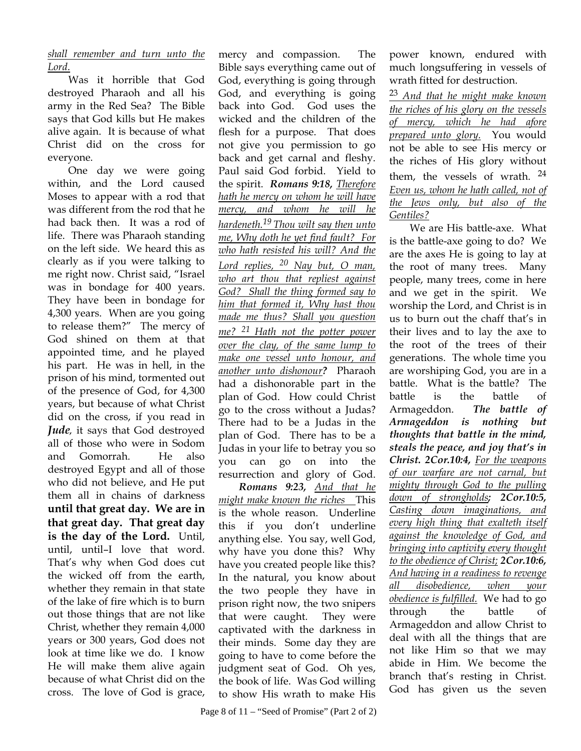*shall remember and turn unto the Lord.*

Was it horrible that God destroyed Pharaoh and all his army in the Red Sea? The Bible says that God kills but He makes alive again. It is because of what Christ did on the cross for everyone.

One day we were going within, and the Lord caused Moses to appear with a rod that was different from the rod that he had back then. It was a rod of life. There was Pharaoh standing on the left side. We heard this as clearly as if you were talking to me right now. Christ said, "Israel was in bondage for 400 years. They have been in bondage for 4,300 years. When are you going to release them?" The mercy of God shined on them at that appointed time, and he played his part. He was in hell, in the prison of his mind, tormented out of the presence of God, for 4,300 years, but because of what Christ did on the cross, if you read in ***Jude***, it says that God destroyed all of those who were in Sodom and Gomorrah. He also destroyed Egypt and all of those who did not believe, and He put them all in chains of darkness **until that great day. We are in that great day. That great day is the day of the Lord.** Until, until, until–I love that word. That's why when God does cut the wicked off from the earth, whether they remain in that state of the lake of fire which is to burn out those things that are not like Christ, whether they remain 4,000 years or 300 years, God does not look at time like we do. I know He will make them alive again because of what Christ did on the cross. The love of God is grace, mercy and compassion. The Bible says everything came out of God, everything is going through God, and everything is going back into God. God uses the wicked and the children of the flesh for a purpose. That does not give you permission to go back and get carnal and fleshy. Paul said God forbid. Yield to the spirit. ***Romans 9:18,*** *Therefore hath he mercy on whom he will have mercy, and whom he will he hardeneth.[19] Thou wilt say then unto me, Why doth he yet find fault? For who hath resisted his will? And the Lord replies, [20] Nay but, O man, who art thou that repliest against God? Shall the thing formed say to him that formed it, Why hast thou made me thus? Shall you question me? [21] Hath not the potter power over the clay, of the same lump to make one vessel unto honour, and another unto dishonour**?*** Pharaoh had a dishonorable part in the plan of God. How could Christ go to the cross without a Judas? There had to be a Judas in the plan of God. There has to be a Judas in your life to betray you so you can go on into the resurrection and glory of God.

***Romans 9:23,*** *And that he might make known the riches* This is the whole reason. Underline this if you don't underline anything else. You say, well God, why have you done this? Why have you created people like this? In the natural, you know about the two people they have in prison right now, the two snipers that were caught. They were captivated with the darkness in their minds. Some day they are going to have to come before the judgment seat of God. Oh yes, the book of life. Was God willing to show His wrath to make His power known, endured with much longsuffering in vessels of wrath fitted for destruction.

[23] *And that he might make known the riches of his glory on the vessels of mercy, which he had afore prepared unto glory.* You would not be able to see His mercy or the riches of His glory without them, the vessels of wrath. [24] *Even us, whom he hath called, not of the Jews only, but also of the Gentiles?*

We are His battle-axe. What is the battle-axe going to do? We are the axes He is going to lay at the root of many trees. Many people, many trees, come in here and we get in the spirit. We worship the Lord, and Christ is in us to burn out the chaff that's in their lives and to lay the axe to the root of the trees of their generations. The whole time you are worshiping God, you are in a battle. What is the battle? The battle is the battle of Armageddon. ***The battle of Armageddon is nothing but thoughts that battle in the mind, steals the peace, and joy that's in Christ. 2Cor.10:4,*** *For the weapons of our warfare are not carnal, but mighty through God to the pulling down of strongholds**;*** ***2Cor.10:5,*** *Casting down imaginations, and every high thing that exalteth itself against the knowledge of God, and bringing into captivity every thought to the obedience of Christ;* ***2Cor.10:6,*** *And having in a readiness to revenge all disobedience, when your obedience is fulfilled.* We had to go through the battle of Armageddon and allow Christ to deal with all the things that are not like Him so that we may abide in Him. We become the branch that's resting in Christ. God has given us the seven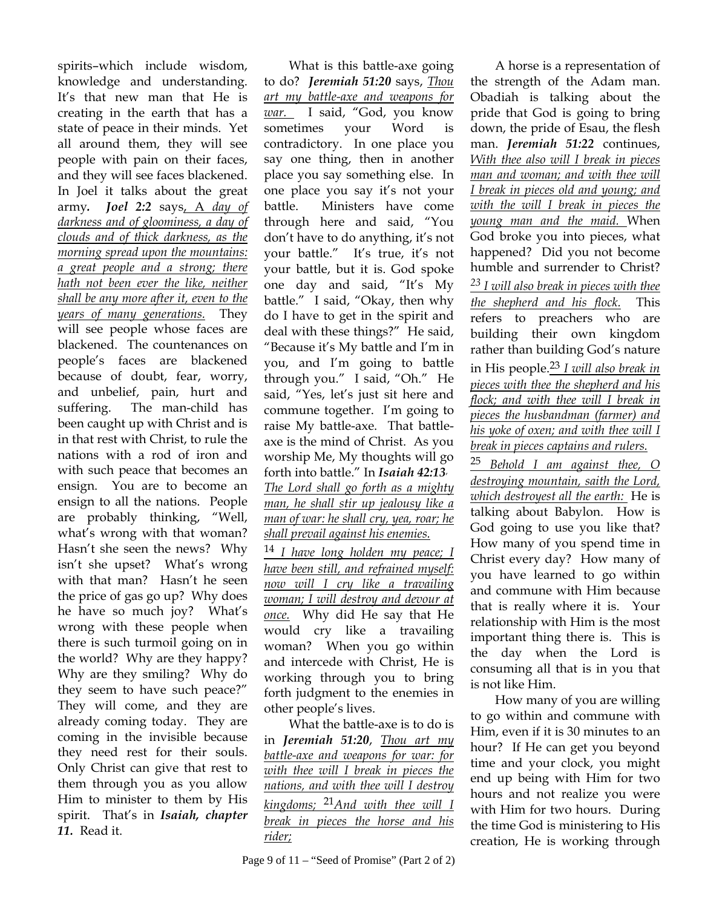spirits–which include wisdom, knowledge and understanding. It's that new man that He is creating in the earth that has a state of peace in their minds. Yet all around them, they will see people with pain on their faces, and they will see faces blackened. In Joel it talks about the great army. ***Joel 2:2*** says, A *day of darkness and of gloominess, a day of clouds and of thick darkness, as the morning spread upon the mountains: a great people and a strong; there hath not been ever the like, neither shall be any more after it, even to the years of many generations.* They will see people whose faces are blackened. The countenances on people's faces are blackened because of doubt, fear, worry, and unbelief, pain, hurt and suffering. The man-child has been caught up with Christ and is in that rest with Christ, to rule the nations with a rod of iron and with such peace that becomes an ensign. You are to become an ensign to all the nations. People are probably thinking, "Well, what's wrong with that woman? Hasn't she seen the news? Why isn't she upset? What's wrong with that man? Hasn't he seen the price of gas go up? Why does he have so much joy? What's wrong with these people when there is such turmoil going on in the world? Why are they happy? Why are they smiling? Why do they seem to have such peace?" They will come, and they are already coming today. They are coming in the invisible because they need rest for their souls. Only Christ can give that rest to them through you as you allow Him to minister to them by His spirit. That's in ***Isaiah, chapter 11.*** Read it.

What is this battle-axe going to do? ***Jeremiah 51:20*** says, *Thou art my battle-axe and weapons for war.* I said, "God, you know sometimes your Word is contradictory. In one place you say one thing, then in another place you say something else. In one place you say it's not your battle. Ministers have come through here and said, "You don't have to do anything, it's not your battle." It's true, it's not your battle, but it is. God spoke one day and said, "It's My battle." I said, "Okay, then why do I have to get in the spirit and deal with these things?" He said, "Because it's My battle and I'm in you, and I'm going to battle through you." I said, "Oh." He said, "Yes, let's just sit here and commune together. I'm going to raise My battle-axe. That battle-axe is the mind of Christ. As you worship Me, My thoughts will go forth into battle." In ***Isaiah 42:13***, *The Lord shall go forth as a mighty man, he shall stir up jealousy like a man of war: he shall cry, yea, roar; he shall prevail against his enemies.*

[14] *I have long holden my peace; I have been still, and refrained myself: now will I cry like a travailing woman; I will destroy and devour at once.* Why did He say that He would cry like a travailing woman? When you go within and intercede with Christ, He is working through you to bring forth judgment to the enemies in other people's lives.

What the battle-axe is to do is in ***Jeremiah 51:20***, *Thou art my battle-axe and weapons for war: for with thee will I break in pieces the nations, and with thee will I destroy kingdoms;* [21]*And with thee will I break in pieces the horse and his rider;*

A horse is a representation of the strength of the Adam man. Obadiah is talking about the pride that God is going to bring down, the pride of Esau, the flesh man. ***Jeremiah 51:22*** continues, *With thee also will I break in pieces man and woman; and with thee will I break in pieces old and young; and with the will I break in pieces the young man and the maid.* When God broke you into pieces, what happened? Did you not become humble and surrender to Christ? [23] *I will also break in pieces with thee the shepherd and his flock.* This refers to preachers who are building their own kingdom rather than building God's nature in His people.[23] *I will also break in pieces with thee the shepherd and his flock; and with thee will I break in pieces the husbandman (farmer) and his yoke of oxen; and with thee will I break in pieces captains and rulers.*

[25] *Behold I am against thee, O destroying mountain, saith the Lord, which destroyest all the earth:* He is talking about Babylon. How is God going to use you like that? How many of you spend time in Christ every day? How many of you have learned to go within and commune with Him because that is really where it is. Your relationship with Him is the most important thing there is. This is the day when the Lord is consuming all that is in you that is not like Him.

How many of you are willing to go within and commune with Him, even if it is 30 minutes to an hour? If He can get you beyond time and your clock, you might end up being with Him for two hours and not realize you were with Him for two hours. During the time God is ministering to His creation, He is working through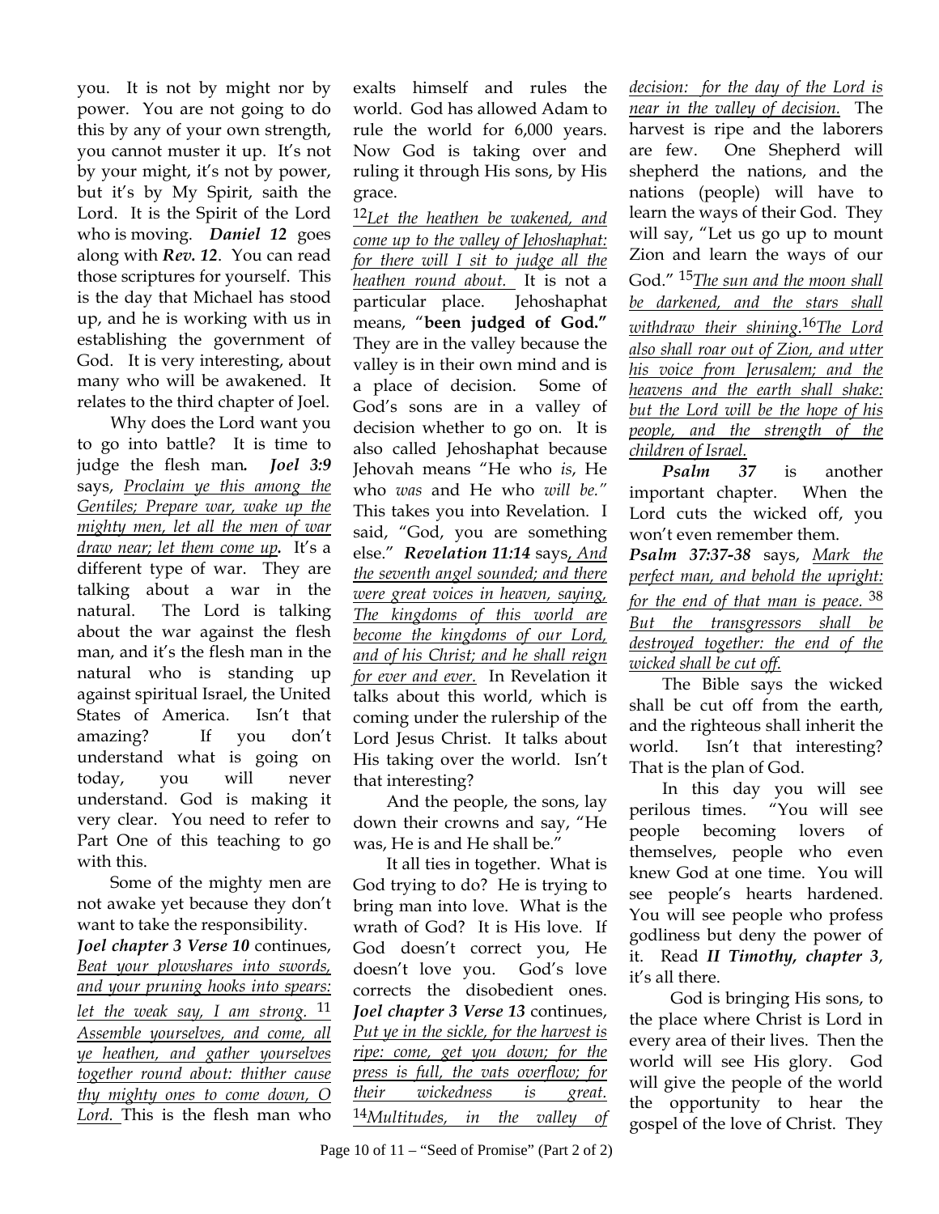you. It is not by might nor by power. You are not going to do this by any of your own strength, you cannot muster it up. It's not by your might, it's not by power, but it's by My Spirit, saith the Lord. It is the Spirit of the Lord who is moving. ***Daniel 12*** goes along with ***Rev. 12***. You can read those scriptures for yourself. This is the day that Michael has stood up, and he is working with us in establishing the government of God. It is very interesting, about many who will be awakened. It relates to the third chapter of Joel.

Why does the Lord want you to go into battle? It is time to judge the flesh man***.*** ***Joel 3:9*** says, *Proclaim ye this among the Gentiles; Prepare war, wake up the mighty men, let all the men of war draw near; let them come up****.*** It's a different type of war. They are talking about a war in the natural. The Lord is talking about the war against the flesh man, and it's the flesh man in the natural who is standing up against spiritual Israel, the United States of America. Isn't that amazing? If you don't understand what is going on today, you will never understand. God is making it very clear. You need to refer to Part One of this teaching to go with this.

Some of the mighty men are not awake yet because they don't want to take the responsibility.

***Joel chapter 3 Verse 10*** continues, *Beat your plowshares into swords, and your pruning hooks into spears: let the weak say, I am strong.* [11] *Assemble yourselves, and come, all ye heathen, and gather yourselves together round about: thither cause thy mighty ones to come down, O Lord.* This is the flesh man who exalts himself and rules the world. God has allowed Adam to rule the world for 6,000 years. Now God is taking over and ruling it through His sons, by His grace.

[12]*Let the heathen be wakened, and come up to the valley of Jehoshaphat: for there will I sit to judge all the heathen round about.* It is not a particular place. Jehoshaphat means, "**been judged of God."** They are in the valley because the valley is in their own mind and is a place of decision. Some of God's sons are in a valley of decision whether to go on. It is also called Jehoshaphat because Jehovah means "He who *is*, He who *was* and He who *will be."* This takes you into Revelation. I said, "God, you are something else." ***Revelation 11:14*** says***,*** *And the seventh angel sounded; and there were great voices in heaven, saying, The kingdoms of this world are become the kingdoms of our Lord, and of his Christ; and he shall reign for ever and ever.* In Revelation it talks about this world, which is coming under the rulership of the Lord Jesus Christ. It talks about His taking over the world. Isn't that interesting?

And the people, the sons, lay down their crowns and say, "He was, He is and He shall be."

It all ties in together. What is God trying to do? He is trying to bring man into love. What is the wrath of God? It is His love. If God doesn't correct you, He doesn't love you. God's love corrects the disobedient ones. ***Joel chapter 3 Verse 13*** continues, *Put ye in the sickle, for the harvest is ripe: come, get you down; for the press is full, the vats overflow; for their wickedness is great.* [14]*Multitudes, in the valley of decision: for the day of the Lord is near in the valley of decision.* The harvest is ripe and the laborers are few. One Shepherd will shepherd the nations, and the nations (people) will have to learn the ways of their God. They will say, "Let us go up to mount Zion and learn the ways of our God." [15]*The sun and the moon shall be darkened, and the stars shall withdraw their shining.*[16]*The Lord also shall roar out of Zion, and utter his voice from Jerusalem; and the heavens and the earth shall shake: but the Lord will be the hope of his people, and the strength of the children of Israel.*

***Psalm 37*** is another important chapter. When the Lord cuts the wicked off, you won't even remember them.

***Psalm 37:37-38*** says, *Mark the perfect man, and behold the upright: for the end of that man is peace.* [38] *But the transgressors shall be destroyed together: the end of the wicked shall be cut off.*

The Bible says the wicked shall be cut off from the earth, and the righteous shall inherit the world. Isn't that interesting? That is the plan of God.

In this day you will see perilous times. "You will see people becoming lovers of themselves, people who even knew God at one time. You will see people's hearts hardened. You will see people who profess godliness but deny the power of it. Read ***II Timothy, chapter 3***, it's all there.

God is bringing His sons, to the place where Christ is Lord in every area of their lives. Then the world will see His glory. God will give the people of the world the opportunity to hear the gospel of the love of Christ. They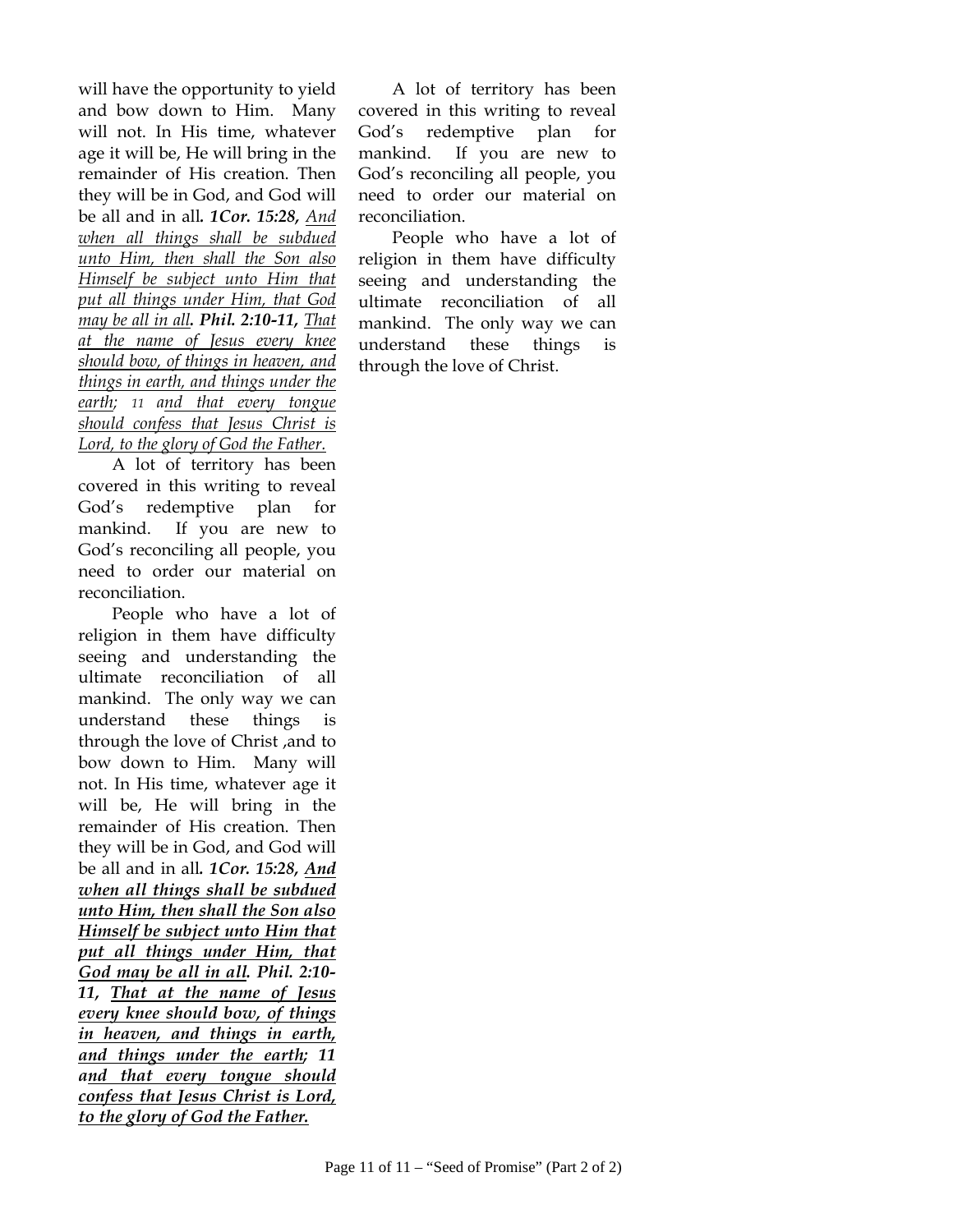will have the opportunity to yield and bow down to Him. Many will not. In His time, whatever age it will be, He will bring in the remainder of His creation. Then they will be in God, and God will be all and in all***. 1Cor. 15:28,*** *And when all things shall be subdued unto Him, then shall the Son also Himself be subject unto Him that put all things under Him, that God may be all in all****. Phil. 2:10-11,*** *That at the name of Jesus every knee should bow, of things in heaven, and things in earth, and things under the earth; 11 and that every tongue should confess that Jesus Christ is Lord, to the glory of God the Father.*

A lot of territory has been covered in this writing to reveal God's redemptive plan for mankind. If you are new to God's reconciling all people, you need to order our material on reconciliation.

People who have a lot of religion in them have difficulty seeing and understanding the ultimate reconciliation of all mankind. The only way we can understand these things is through the love of Christ ,and to bow down to Him. Many will not. In His time, whatever age it will be, He will bring in the remainder of His creation. Then they will be in God, and God will be all and in all***. 1Cor. 15:28, And when all things shall be subdued unto Him, then shall the Son also Himself be subject unto Him that put all things under Him, that God may be all in all. Phil. 2:10-11, That at the name of Jesus every knee should bow, of things in heaven, and things in earth, and things under the earth; 11 and that every tongue should confess that Jesus Christ is Lord, to the glory of God the Father.***

A lot of territory has been covered in this writing to reveal God's redemptive plan for mankind. If you are new to God's reconciling all people, you need to order our material on reconciliation.

People who have a lot of religion in them have difficulty seeing and understanding the ultimate reconciliation of all mankind. The only way we can understand these things is through the love of Christ.